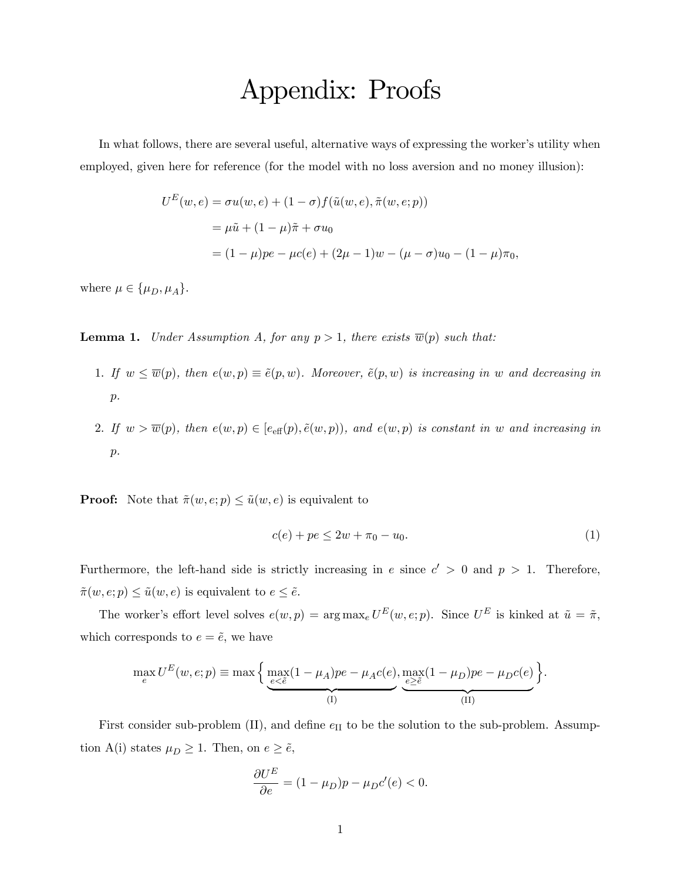# Appendix: Proofs

In what follows, there are several useful, alternative ways of expressing the worker's utility when employed, given here for reference (for the model with no loss aversion and no money illusion):

$$
\begin{aligned}
U^E(w,e) &= \sigma u(w,e) + (1-\sigma) f(\tilde{u}(w,e), \tilde{\pi}(w,e;p)) \\
&= \mu \tilde{u} + (1-\mu)\tilde{\pi} + \sigma u_0 \\
&= (1-\mu)pe - \mu c(e) + (2\mu - 1)w - (\mu - \sigma)u_0 - (1-\mu)\pi_0,
\end{aligned}
$$

where $\mu \in \{\mu_D, \mu_A\}$.

**Lemma 1.** *Under Assumption A, for any $p > 1$, there exists $\overline{w}(p)$ such that:*

1. *If $w \leq \overline{w}(p)$, then $e(w,p) \equiv \tilde{e}(p,w)$. Moreover, $\tilde{e}(p,w)$ is increasing in $w$ and decreasing in $p$.*
2. *If $w > \overline{w}(p)$, then $e(w,p) \in [e_{\text{eff}}(p), \tilde{e}(w,p))$, and $e(w,p)$ is constant in $w$ and increasing in $p$.*

**Proof:** Note that $\tilde{\pi}(w,e;p) \leq \tilde{u}(w,e)$ is equivalent to

$$
c(e) + pe \leq 2w + \pi_0 - u_0. \tag{1}
$$

Furthermore, the left-hand side is strictly increasing in $e$ since $c' > 0$ and $p > 1$. Therefore, $\tilde{\pi}(w,e;p) \leq \tilde{u}(w,e)$ is equivalent to $e \leq \tilde{e}$.

The worker's effort level solves $e(w,p) = \arg\max_e U^E(w,e;p)$. Since $U^E$ is kinked at $\tilde{u} = \tilde{\pi}$, which corresponds to $e = \tilde{e}$, we have

$$
\max_e U^E(w,e;p) \equiv \max\Big\{ \underbrace{\max_{e<\tilde{e}} (1-\mu_A)pe - \mu_A c(e)}_{\text{(I)}}, \underbrace{\max_{e \geq \tilde{e}} (1-\mu_D)pe - \mu_D c(e)}_{\text{(II)}} \Big\}.
$$

First consider sub-problem (II), and define $e_{\text{II}}$ to be the solution to the sub-problem. Assumption A(i) states $\mu_D \geq 1$. Then, on $e \geq \tilde{e}$,

$$
\frac{\partial U^E}{\partial e} = (1-\mu_D)p - \mu_D c'(e) < 0.
$$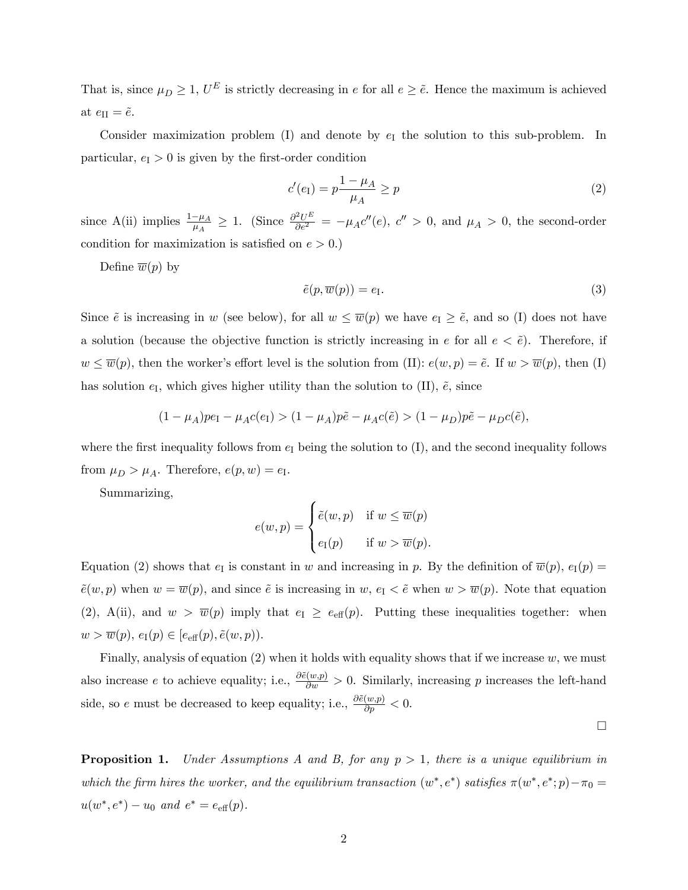That is, since $\mu_D \geq 1$, $U^E$ is strictly decreasing in $e$ for all $e \geq \tilde{e}$. Hence the maximum is achieved at $e_{\text{II}} = \tilde{e}$.

Consider maximization problem (I) and denote by $e_{\text{I}}$ the solution to this sub-problem. In particular, $e_{\text{I}} > 0$ is given by the first-order condition

$$c'(e_{\text{I}}) = p\frac{1-\mu_A}{\mu_A} \geq p \tag{2}$$

since A(ii) implies $\frac{1-\mu_A}{\mu_A} \geq 1$. (Since $\frac{\partial^2 U^E}{\partial e^2} = -\mu_A c''(e)$, $c'' > 0$, and $\mu_A > 0$, the second-order condition for maximization is satisfied on $e > 0$.)

Define $\overline{w}(p)$ by

$$\tilde{e}(p, \overline{w}(p)) = e_{\text{I}}. \tag{3}$$

Since $\tilde{e}$ is increasing in $w$ (see below), for all $w \leq \overline{w}(p)$ we have $e_{\text{I}} \geq \tilde{e}$, and so (I) does not have a solution (because the objective function is strictly increasing in $e$ for all $e < \tilde{e}$). Therefore, if $w \leq \overline{w}(p)$, then the worker's effort level is the solution from (II): $e(w, p) = \tilde{e}$. If $w > \overline{w}(p)$, then (I) has solution $e_{\text{I}}$, which gives higher utility than the solution to (II), $\tilde{e}$, since

$$(1-\mu_A)pe_{\text{I}} - \mu_A c(e_{\text{I}}) > (1-\mu_A)p\tilde{e} - \mu_A c(\tilde{e}) > (1-\mu_D)p\tilde{e} - \mu_D c(\tilde{e}),$$

where the first inequality follows from $e_{\text{I}}$ being the solution to (I), and the second inequality follows from $\mu_D > \mu_A$. Therefore, $e(p, w) = e_{\text{I}}$.

Summarizing,

$$e(w,p) = \begin{cases} \tilde{e}(w,p) & \text{if } w \leq \overline{w}(p) \\ e_{\text{I}}(p) & \text{if } w > \overline{w}(p). \end{cases}$$

Equation (2) shows that $e_{\text{I}}$ is constant in $w$ and increasing in $p$. By the definition of $\overline{w}(p)$, $e_{\text{I}}(p) = \tilde{e}(w, p)$ when $w = \overline{w}(p)$, and since $\tilde{e}$ is increasing in $w$, $e_{\text{I}} < \tilde{e}$ when $w > \overline{w}(p)$. Note that equation (2), A(ii), and $w > \overline{w}(p)$ imply that $e_{\text{I}} \geq e_{\text{eff}}(p)$. Putting these inequalities together: when $w > \overline{w}(p)$, $e_{\text{I}}(p) \in [e_{\text{eff}}(p), \tilde{e}(w, p))$.

Finally, analysis of equation (2) when it holds with equality shows that if we increase $w$, we must also increase $e$ to achieve equality; i.e., $\frac{\partial \tilde{e}(w,p)}{\partial w} > 0$. Similarly, increasing $p$ increases the left-hand side, so $e$ must be decreased to keep equality; i.e., $\frac{\partial \tilde{e}(w,p)}{\partial p} < 0$.

□

**Proposition 1.** *Under Assumptions A and B, for any $p > 1$, there is a unique equilibrium in which the firm hires the worker, and the equilibrium transaction $(w^*, e^*)$ satisfies $\pi(w^*, e^*; p) - \pi_0 = u(w^*, e^*) - u_0$ and $e^* = e_{\text{eff}}(p)$.*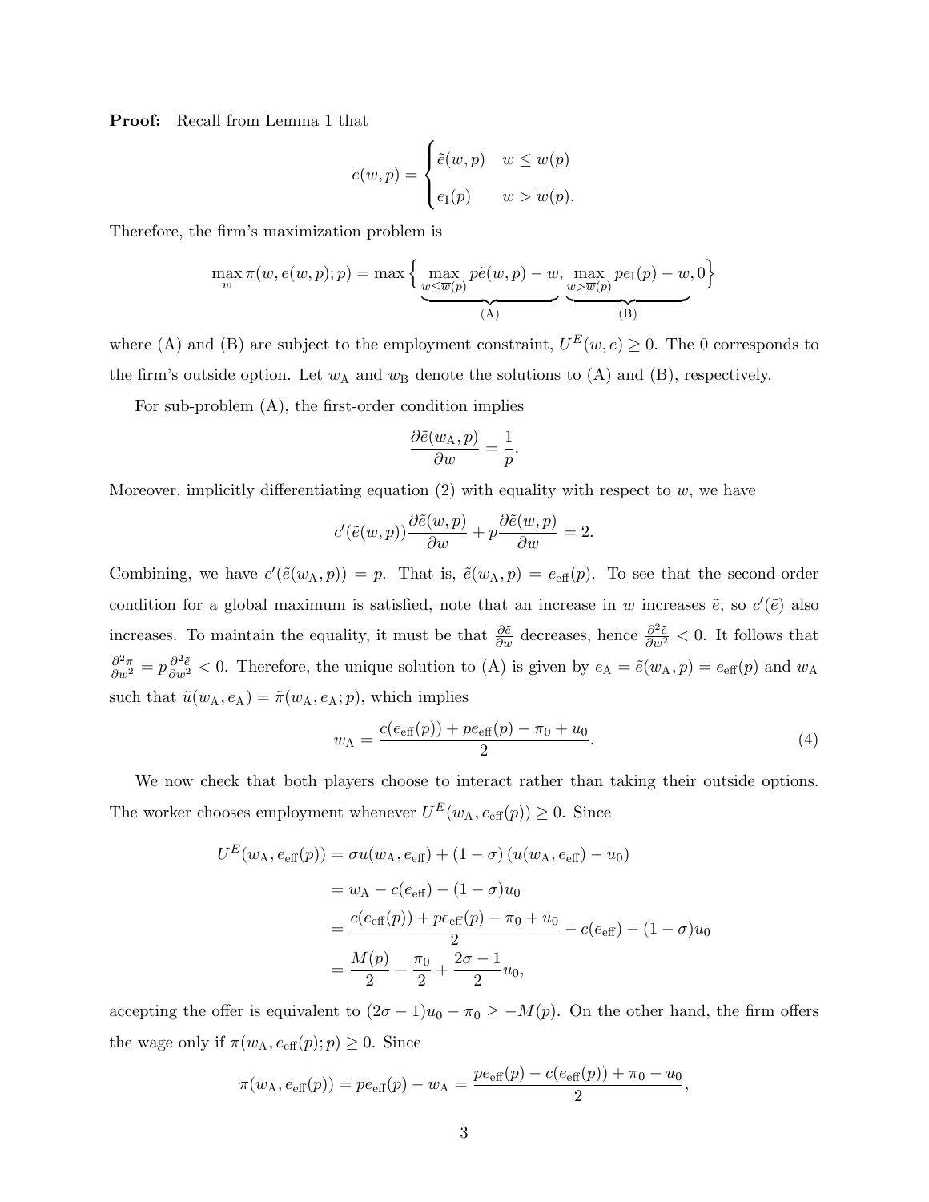**Proof:** Recall from Lemma 1 that

$$e(w,p) = \begin{cases} \tilde{e}(w,p) & w \leq \overline{w}(p) \\ e_{\mathrm{I}}(p) & w > \overline{w}(p). \end{cases}$$

Therefore, the firm's maximization problem is

$$\max_w \pi(w, e(w,p); p) = \max \Big\{ \underbrace{\max_{w \leq \overline{w}(p)} p\tilde{e}(w,p) - w}_{\text{(A)}}, \underbrace{\max_{w > \overline{w}(p)} pe_{\mathrm{I}}(p) - w}_{\text{(B)}}, 0 \Big\}$$

where (A) and (B) are subject to the employment constraint, $U^E(w,e) \geq 0$. The 0 corresponds to the firm's outside option. Let $w_{\mathrm{A}}$ and $w_{\mathrm{B}}$ denote the solutions to (A) and (B), respectively.

For sub-problem (A), the first-order condition implies

$$\frac{\partial \tilde{e}(w_{\mathrm{A}}, p)}{\partial w} = \frac{1}{p}.$$

Moreover, implicitly differentiating equation (2) with equality with respect to $w$, we have

$$c'(\tilde{e}(w,p)) \frac{\partial \tilde{e}(w,p)}{\partial w} + p \frac{\partial \tilde{e}(w,p)}{\partial w} = 2.$$

Combining, we have $c'(\tilde{e}(w_{\mathrm{A}}, p)) = p$. That is, $\tilde{e}(w_{\mathrm{A}}, p) = e_{\mathrm{eff}}(p)$. To see that the second-order condition for a global maximum is satisfied, note that an increase in $w$ increases $\tilde{e}$, so $c'(\tilde{e})$ also increases. To maintain the equality, it must be that $\frac{\partial \tilde{e}}{\partial w}$ decreases, hence $\frac{\partial^2 \tilde{e}}{\partial w^2} < 0$. It follows that $\frac{\partial^2 \pi}{\partial w^2} = p \frac{\partial^2 \tilde{e}}{\partial w^2} < 0$. Therefore, the unique solution to (A) is given by $e_{\mathrm{A}} = \tilde{e}(w_{\mathrm{A}}, p) = e_{\mathrm{eff}}(p)$ and $w_{\mathrm{A}}$ such that $\tilde{u}(w_{\mathrm{A}}, e_{\mathrm{A}}) = \tilde{\pi}(w_{\mathrm{A}}, e_{\mathrm{A}}; p)$, which implies

$$w_{\mathrm{A}} = \frac{c(e_{\mathrm{eff}}(p)) + pe_{\mathrm{eff}}(p) - \pi_0 + u_0}{2}. \tag{4}$$

We now check that both players choose to interact rather than taking their outside options. The worker chooses employment whenever $U^E(w_{\mathrm{A}}, e_{\mathrm{eff}}(p)) \geq 0$. Since

$$\begin{aligned} U^E(w_{\mathrm{A}}, e_{\mathrm{eff}}(p)) &= \sigma u(w_{\mathrm{A}}, e_{\mathrm{eff}}) + (1-\sigma)\left(u(w_{\mathrm{A}}, e_{\mathrm{eff}}) - u_0\right) \\ &= w_{\mathrm{A}} - c(e_{\mathrm{eff}}) - (1-\sigma)u_0 \\ &= \frac{c(e_{\mathrm{eff}}(p)) + pe_{\mathrm{eff}}(p) - \pi_0 + u_0}{2} - c(e_{\mathrm{eff}}) - (1-\sigma)u_0 \\ &= \frac{M(p)}{2} - \frac{\pi_0}{2} + \frac{2\sigma - 1}{2}u_0, \end{aligned}$$

accepting the offer is equivalent to $(2\sigma - 1)u_0 - \pi_0 \geq -M(p)$. On the other hand, the firm offers the wage only if $\pi(w_{\mathrm{A}}, e_{\mathrm{eff}}(p); p) \geq 0$. Since

$$\pi(w_{\mathrm{A}}, e_{\mathrm{eff}}(p)) = pe_{\mathrm{eff}}(p) - w_{\mathrm{A}} = \frac{pe_{\mathrm{eff}}(p) - c(e_{\mathrm{eff}}(p)) + \pi_0 - u_0}{2},$$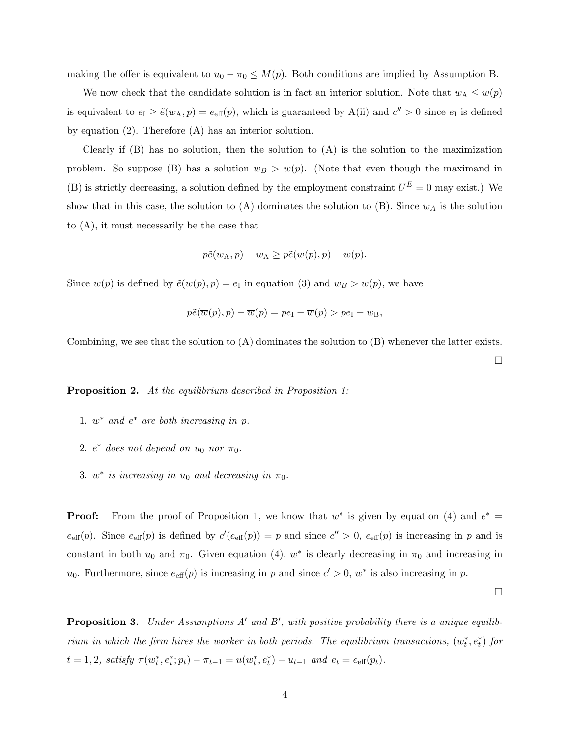making the offer is equivalent to $u_0 - \pi_0 \leq M(p)$. Both conditions are implied by Assumption B.

We now check that the candidate solution is in fact an interior solution. Note that $w_{\text{A}} \leq \overline{w}(p)$ is equivalent to $e_{\text{I}} \geq \tilde{e}(w_{\text{A}}, p) = e_{\text{eff}}(p)$, which is guaranteed by A(ii) and $c'' > 0$ since $e_{\text{I}}$ is defined by equation (2). Therefore (A) has an interior solution.

Clearly if (B) has no solution, then the solution to (A) is the solution to the maximization problem. So suppose (B) has a solution $w_B > \overline{w}(p)$. (Note that even though the maximand in (B) is strictly decreasing, a solution defined by the employment constraint $U^E = 0$ may exist.) We show that in this case, the solution to (A) dominates the solution to (B). Since $w_A$ is the solution to (A), it must necessarily be the case that

$$p\tilde{e}(w_{\text{A}}, p) - w_{\text{A}} \geq p\tilde{e}(\overline{w}(p), p) - \overline{w}(p).$$

Since $\overline{w}(p)$ is defined by $\tilde{e}(\overline{w}(p), p) = e_{\text{I}}$ in equation (3) and $w_B > \overline{w}(p)$, we have

$$p\tilde{e}(\overline{w}(p), p) - \overline{w}(p) = pe_{\text{I}} - \overline{w}(p) > pe_{\text{I}} - w_{\text{B}},$$

Combining, we see that the solution to (A) dominates the solution to (B) whenever the latter exists.

□

**Proposition 2.** *At the equilibrium described in Proposition 1:*

1. *$w^*$ and $e^*$ are both increasing in $p$.*
2. *$e^*$ does not depend on $u_0$ nor $\pi_0$.*
3. *$w^*$ is increasing in $u_0$ and decreasing in $\pi_0$.*

**Proof:** From the proof of Proposition 1, we know that $w^*$ is given by equation (4) and $e^* = e_{\text{eff}}(p)$. Since $e_{\text{eff}}(p)$ is defined by $c'(e_{\text{eff}}(p)) = p$ and since $c'' > 0$, $e_{\text{eff}}(p)$ is increasing in $p$ and is constant in both $u_0$ and $\pi_0$. Given equation (4), $w^*$ is clearly decreasing in $\pi_0$ and increasing in $u_0$. Furthermore, since $e_{\text{eff}}(p)$ is increasing in $p$ and since $c' > 0$, $w^*$ is also increasing in $p$.

□

**Proposition 3.** *Under Assumptions A′ and B′, with positive probability there is a unique equilibrium in which the firm hires the worker in both periods. The equilibrium transactions, $(w_t^*, e_t^*)$ for $t = 1, 2$, satisfy $\pi(w_t^*, e_t^*; p_t) - \pi_{t-1} = u(w_t^*, e_t^*) - u_{t-1}$ and $e_t = e_{\text{eff}}(p_t)$.*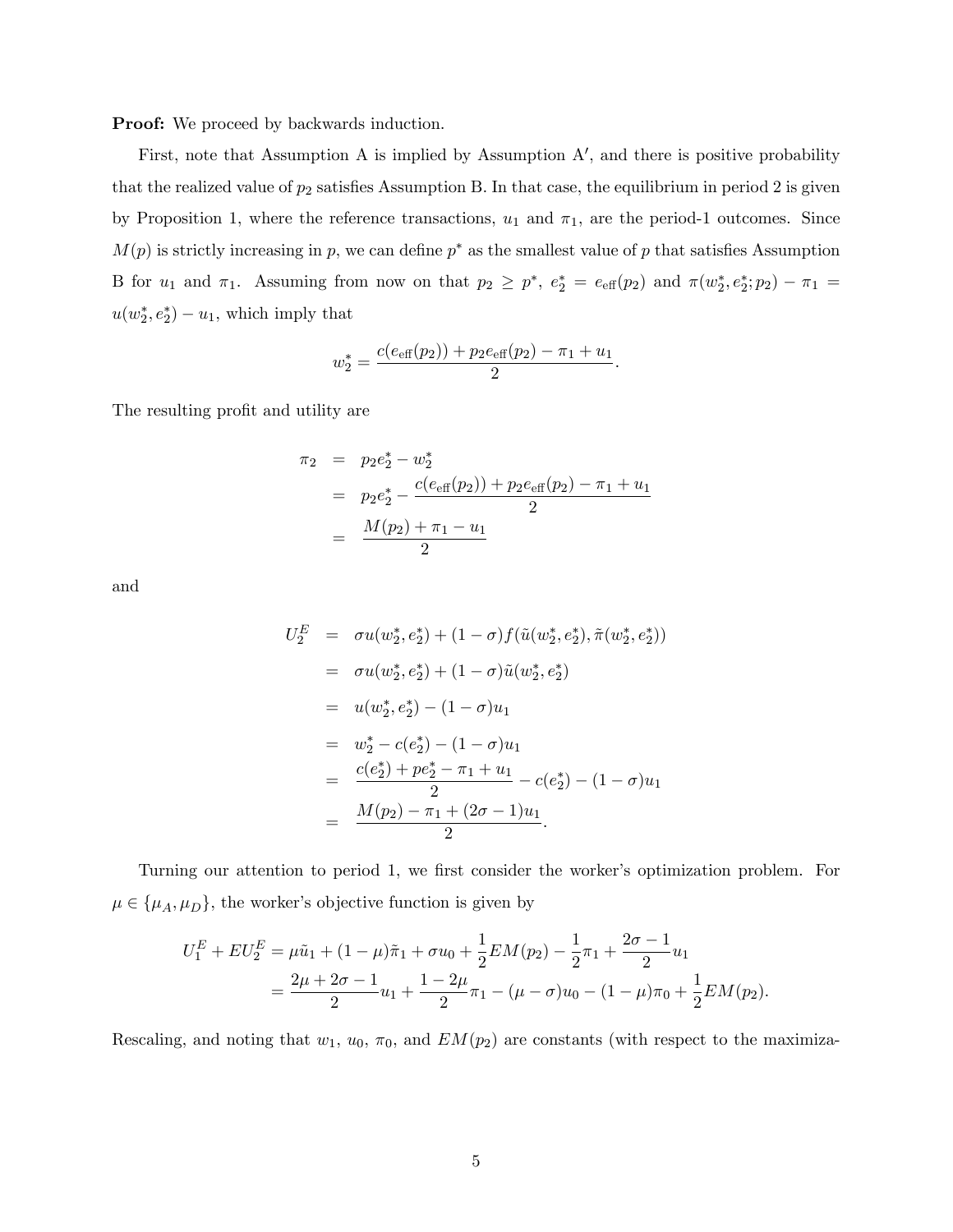**Proof:** We proceed by backwards induction.

First, note that Assumption A is implied by Assumption A′, and there is positive probability that the realized value of $p_2$ satisfies Assumption B. In that case, the equilibrium in period 2 is given by Proposition 1, where the reference transactions, $u_1$ and $\pi_1$, are the period-1 outcomes. Since $M(p)$ is strictly increasing in $p$, we can define $p^*$ as the smallest value of $p$ that satisfies Assumption B for $u_1$ and $\pi_1$. Assuming from now on that $p_2 \geq p^*$, $e_2^* = e_{\text{eff}}(p_2)$ and $\pi(w_2^*, e_2^*; p_2) - \pi_1 = u(w_2^*, e_2^*) - u_1$, which imply that

$$w_2^* = \frac{c(e_{\text{eff}}(p_2)) + p_2 e_{\text{eff}}(p_2) - \pi_1 + u_1}{2}.$$

The resulting profit and utility are

$$\begin{aligned}
\pi_2 &= p_2 e_2^* - w_2^* \\
&= p_2 e_2^* - \frac{c(e_{\text{eff}}(p_2)) + p_2 e_{\text{eff}}(p_2) - \pi_1 + u_1}{2} \\
&= \frac{M(p_2) + \pi_1 - u_1}{2}
\end{aligned}$$

and

$$\begin{aligned}
U_2^E &= \sigma u(w_2^*, e_2^*) + (1-\sigma) f(\tilde{u}(w_2^*, e_2^*), \tilde{\pi}(w_2^*, e_2^*)) \\
&= \sigma u(w_2^*, e_2^*) + (1-\sigma)\tilde{u}(w_2^*, e_2^*) \\
&= u(w_2^*, e_2^*) - (1-\sigma)u_1 \\
&= w_2^* - c(e_2^*) - (1-\sigma)u_1 \\
&= \frac{c(e_2^*) + pe_2^* - \pi_1 + u_1}{2} - c(e_2^*) - (1-\sigma)u_1 \\
&= \frac{M(p_2) - \pi_1 + (2\sigma - 1)u_1}{2}.
\end{aligned}$$

Turning our attention to period 1, we first consider the worker's optimization problem. For $\mu \in \{\mu_A, \mu_D\}$, the worker's objective function is given by

$$\begin{aligned}
U_1^E + EU_2^E &= \mu\tilde{u}_1 + (1-\mu)\tilde{\pi}_1 + \sigma u_0 + \frac{1}{2}EM(p_2) - \frac{1}{2}\pi_1 + \frac{2\sigma - 1}{2}u_1 \\
&= \frac{2\mu + 2\sigma - 1}{2}u_1 + \frac{1 - 2\mu}{2}\pi_1 - (\mu - \sigma)u_0 - (1-\mu)\pi_0 + \frac{1}{2}EM(p_2).
\end{aligned}$$

Rescaling, and noting that $w_1$, $u_0$, $\pi_0$, and $EM(p_2)$ are constants (with respect to the maximiza-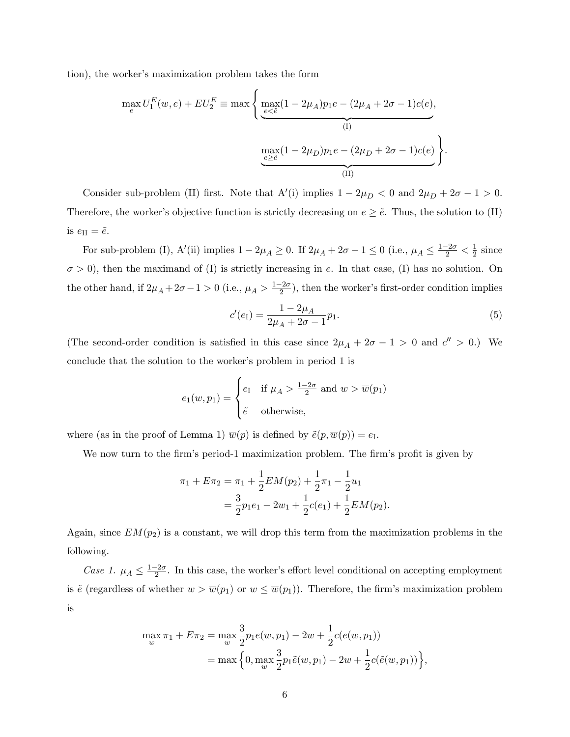tion), the worker's maximization problem takes the form

$$\max_e U_1^E(w,e) + EU_2^E \equiv \max\Bigg\{ \underbrace{\max_{e<\tilde{e}} (1-2\mu_A)p_1 e - (2\mu_A + 2\sigma - 1)c(e)}_{\text{(I)}},$$

$$\underbrace{\max_{e\geq\tilde{e}} (1-2\mu_D)p_1 e - (2\mu_D + 2\sigma - 1)c(e)}_{\text{(II)}} \Bigg\}.$$

Consider sub-problem (II) first. Note that A′(i) implies $1 - 2\mu_D < 0$ and $2\mu_D + 2\sigma - 1 > 0$. Therefore, the worker's objective function is strictly decreasing on $e \geq \tilde{e}$. Thus, the solution to (II) is $e_{\text{II}} = \tilde{e}$.

For sub-problem (I), A′(ii) implies $1 - 2\mu_A \geq 0$. If $2\mu_A + 2\sigma - 1 \leq 0$ (i.e., $\mu_A \leq \frac{1-2\sigma}{2} < \frac{1}{2}$ since $\sigma > 0$), then the maximand of (I) is strictly increasing in $e$. In that case, (I) has no solution. On the other hand, if $2\mu_A + 2\sigma - 1 > 0$ (i.e., $\mu_A > \frac{1-2\sigma}{2}$), then the worker's first-order condition implies

$$c'(e_{\text{I}}) = \frac{1 - 2\mu_A}{2\mu_A + 2\sigma - 1} p_1. \tag{5}$$

(The second-order condition is satisfied in this case since $2\mu_A + 2\sigma - 1 > 0$ and $c'' > 0$.) We conclude that the solution to the worker's problem in period 1 is

$$e_1(w, p_1) = \begin{cases} e_{\text{I}} & \text{if } \mu_A > \frac{1-2\sigma}{2} \text{ and } w > \overline{w}(p_1) \\ \tilde{e} & \text{otherwise,} \end{cases}$$

where (as in the proof of Lemma 1) $\overline{w}(p)$ is defined by $\tilde{e}(p, \overline{w}(p)) = e_{\text{I}}$.

We now turn to the firm's period-1 maximization problem. The firm's profit is given by

$$\begin{aligned} \pi_1 + E\pi_2 &= \pi_1 + \frac{1}{2}EM(p_2) + \frac{1}{2}\pi_1 - \frac{1}{2}u_1 \\ &= \frac{3}{2}p_1 e_1 - 2w_1 + \frac{1}{2}c(e_1) + \frac{1}{2}EM(p_2). \end{aligned}$$

Again, since $EM(p_2)$ is a constant, we will drop this term from the maximization problems in the following.

*Case 1.* $\mu_A \leq \frac{1-2\sigma}{2}$. In this case, the worker's effort level conditional on accepting employment is $\tilde{e}$ (regardless of whether $w > \overline{w}(p_1)$ or $w \leq \overline{w}(p_1)$). Therefore, the firm's maximization problem is

$$\begin{aligned} \max_w \pi_1 + E\pi_2 &= \max_w \frac{3}{2}p_1 e(w, p_1) - 2w + \frac{1}{2}c(e(w, p_1)) \\ &= \max\Big\{0, \max_w \frac{3}{2}p_1 \tilde{e}(w, p_1) - 2w + \frac{1}{2}c(\tilde{e}(w, p_1))\Big\}, \end{aligned}$$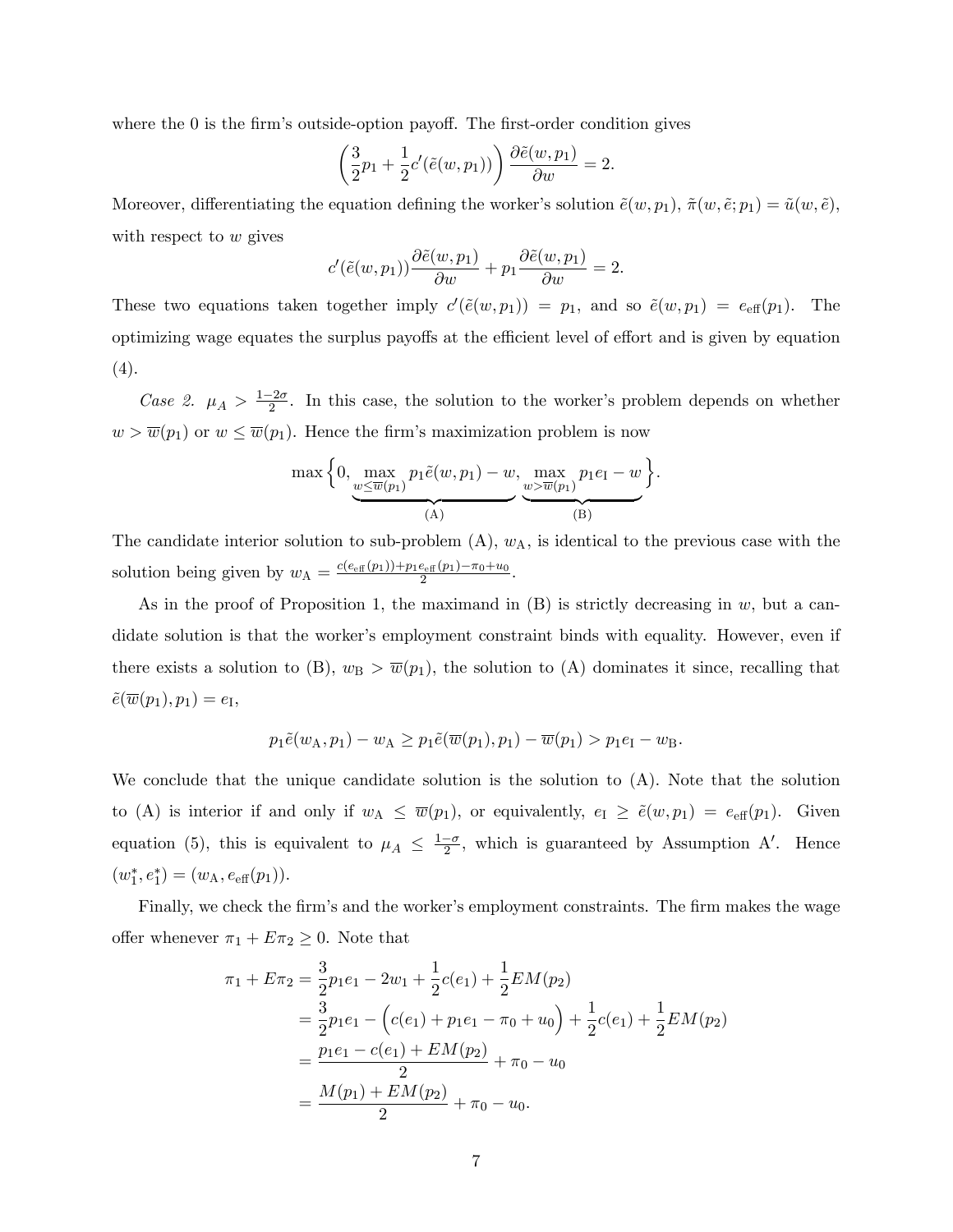where the 0 is the firm's outside-option payoff. The first-order condition gives

$$\left(\frac{3}{2}p_1 + \frac{1}{2}c'(\tilde{e}(w, p_1))\right)\frac{\partial \tilde{e}(w, p_1)}{\partial w} = 2.$$

Moreover, differentiating the equation defining the worker's solution $\tilde{e}(w, p_1)$, $\tilde{\pi}(w, \tilde{e}; p_1) = \tilde{u}(w, \tilde{e})$, with respect to $w$ gives

$$c'(\tilde{e}(w, p_1))\frac{\partial \tilde{e}(w, p_1)}{\partial w} + p_1\frac{\partial \tilde{e}(w, p_1)}{\partial w} = 2.$$

These two equations taken together imply $c'(\tilde{e}(w, p_1)) = p_1$, and so $\tilde{e}(w, p_1) = e_{\text{eff}}(p_1)$. The optimizing wage equates the surplus payoffs at the efficient level of effort and is given by equation (4).

*Case 2.* $\mu_A > \frac{1-2\sigma}{2}$. In this case, the solution to the worker's problem depends on whether $w > \overline{w}(p_1)$ or $w \leq \overline{w}(p_1)$. Hence the firm's maximization problem is now

$$\max\Big\{0, \underbrace{\max_{w \leq \overline{w}(p_1)} p_1\tilde{e}(w, p_1) - w}_{\text{(A)}}, \underbrace{\max_{w > \overline{w}(p_1)} p_1 e_{\text{I}} - w}_{\text{(B)}}\Big\}.$$

The candidate interior solution to sub-problem (A), $w_{\text{A}}$, is identical to the previous case with the solution being given by $w_{\text{A}} = \frac{c(e_{\text{eff}}(p_1)) + p_1 e_{\text{eff}}(p_1) - \pi_0 + u_0}{2}$.

As in the proof of Proposition 1, the maximand in (B) is strictly decreasing in $w$, but a candidate solution is that the worker's employment constraint binds with equality. However, even if there exists a solution to (B), $w_{\text{B}} > \overline{w}(p_1)$, the solution to (A) dominates it since, recalling that $\tilde{e}(\overline{w}(p_1), p_1) = e_{\text{I}}$,

$$p_1\tilde{e}(w_{\text{A}}, p_1) - w_{\text{A}} \geq p_1\tilde{e}(\overline{w}(p_1), p_1) - \overline{w}(p_1) > p_1 e_{\text{I}} - w_{\text{B}}.$$

We conclude that the unique candidate solution is the solution to (A). Note that the solution to (A) is interior if and only if $w_{\text{A}} \leq \overline{w}(p_1)$, or equivalently, $e_{\text{I}} \geq \tilde{e}(w, p_1) = e_{\text{eff}}(p_1)$. Given equation (5), this is equivalent to $\mu_A \leq \frac{1-\sigma}{2}$, which is guaranteed by Assumption A$'$. Hence $(w_1^*, e_1^*) = (w_{\text{A}}, e_{\text{eff}}(p_1))$.

Finally, we check the firm's and the worker's employment constraints. The firm makes the wage offer whenever $\pi_1 + E\pi_2 \geq 0$. Note that

$$\begin{aligned}
\pi_1 + E\pi_2 &= \frac{3}{2}p_1 e_1 - 2w_1 + \frac{1}{2}c(e_1) + \frac{1}{2}EM(p_2) \\
&= \frac{3}{2}p_1 e_1 - \Big(c(e_1) + p_1 e_1 - \pi_0 + u_0\Big) + \frac{1}{2}c(e_1) + \frac{1}{2}EM(p_2) \\
&= \frac{p_1 e_1 - c(e_1) + EM(p_2)}{2} + \pi_0 - u_0 \\
&= \frac{M(p_1) + EM(p_2)}{2} + \pi_0 - u_0.
\end{aligned}$$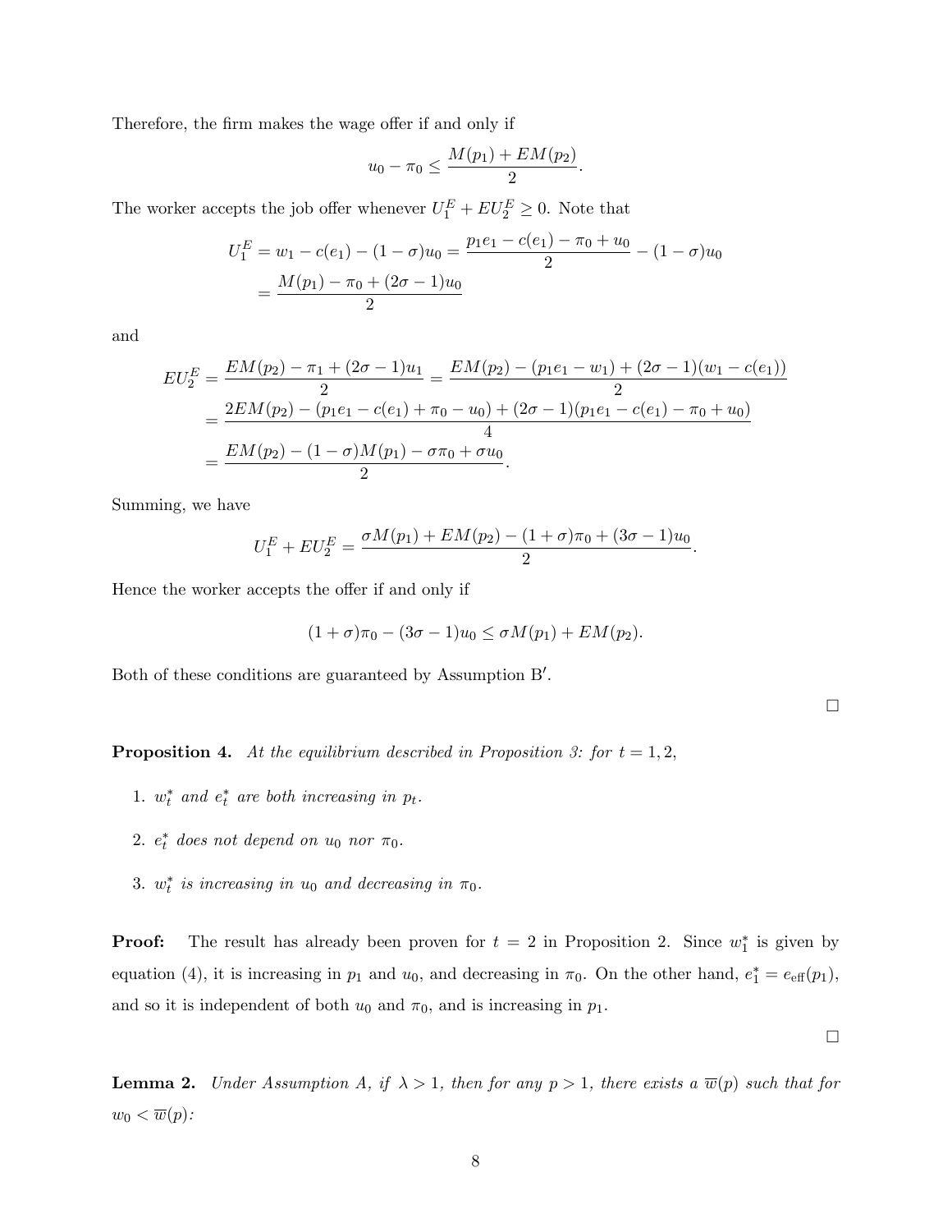Therefore, the firm makes the wage offer if and only if

$$u_0 - \pi_0 \le \frac{M(p_1) + EM(p_2)}{2}.$$

The worker accepts the job offer whenever $U_1^E + EU_2^E \ge 0$. Note that

$$\begin{aligned}
U_1^E = w_1 - c(e_1) - (1-\sigma)u_0 &= \frac{p_1 e_1 - c(e_1) - \pi_0 + u_0}{2} - (1-\sigma)u_0 \\
&= \frac{M(p_1) - \pi_0 + (2\sigma - 1)u_0}{2}
\end{aligned}$$

and

$$\begin{aligned}
EU_2^E = \frac{EM(p_2) - \pi_1 + (2\sigma-1)u_1}{2} &= \frac{EM(p_2) - (p_1 e_1 - w_1) + (2\sigma - 1)(w_1 - c(e_1))}{2} \\
&= \frac{2EM(p_2) - (p_1 e_1 - c(e_1) + \pi_0 - u_0) + (2\sigma - 1)(p_1 e_1 - c(e_1) - \pi_0 + u_0)}{4} \\
&= \frac{EM(p_2) - (1-\sigma)M(p_1) - \sigma\pi_0 + \sigma u_0}{2}.
\end{aligned}$$

Summing, we have

$$U_1^E + EU_2^E = \frac{\sigma M(p_1) + EM(p_2) - (1+\sigma)\pi_0 + (3\sigma - 1)u_0}{2}.$$

Hence the worker accepts the offer if and only if

$$(1+\sigma)\pi_0 - (3\sigma - 1)u_0 \le \sigma M(p_1) + EM(p_2).$$

Both of these conditions are guaranteed by Assumption B′.

□

**Proposition 4.** *At the equilibrium described in Proposition 3: for $t = 1, 2$,*

1. *$w_t^*$ and $e_t^*$ are both increasing in $p_t$.*
2. *$e_t^*$ does not depend on $u_0$ nor $\pi_0$.*
3. *$w_t^*$ is increasing in $u_0$ and decreasing in $\pi_0$.*

**Proof:** The result has already been proven for $t = 2$ in Proposition 2. Since $w_1^*$ is given by equation (4), it is increasing in $p_1$ and $u_0$, and decreasing in $\pi_0$. On the other hand, $e_1^* = e_{\text{eff}}(p_1)$, and so it is independent of both $u_0$ and $\pi_0$, and is increasing in $p_1$.

□

**Lemma 2.** *Under Assumption A, if $\lambda > 1$, then for any $p > 1$, there exists a $\overline{w}(p)$ such that for $w_0 < \overline{w}(p)$:*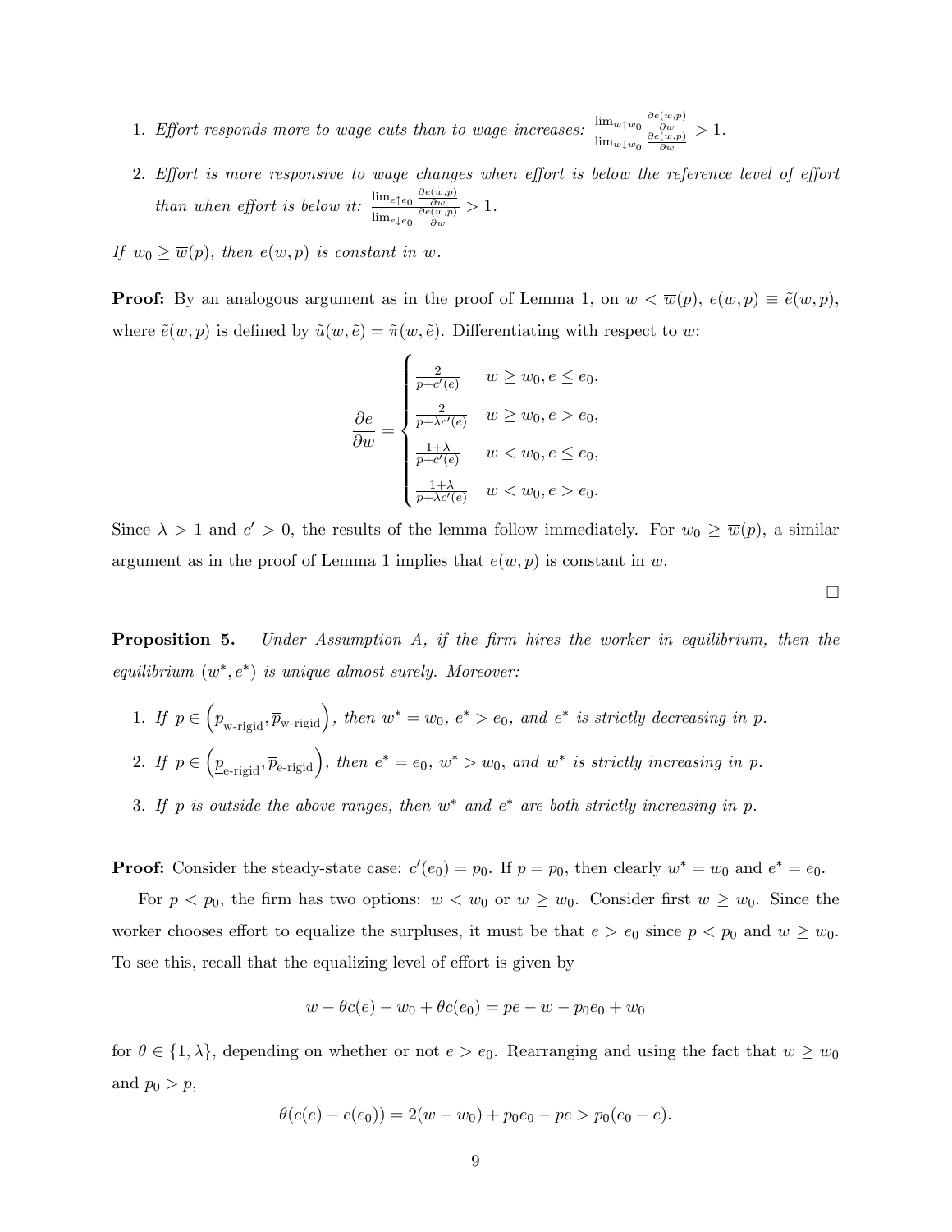1. *Effort responds more to wage cuts than to wage increases:* $\frac{\lim_{w \uparrow w_0} \frac{\partial e(w,p)}{\partial w}}{\lim_{w \downarrow w_0} \frac{\partial e(w,p)}{\partial w}} > 1$.
2. *Effort is more responsive to wage changes when effort is below the reference level of effort than when effort is below it:* $\frac{\lim_{e \uparrow e_0} \frac{\partial e(w,p)}{\partial w}}{\lim_{e \downarrow e_0} \frac{\partial e(w,p)}{\partial w}} > 1$.

*If $w_0 \geq \overline{w}(p)$, then $e(w,p)$ is constant in $w$.*

**Proof:** By an analogous argument as in the proof of Lemma 1, on $w < \overline{w}(p)$, $e(w,p) \equiv \tilde{e}(w,p)$, where $\tilde{e}(w,p)$ is defined by $\tilde{u}(w,\tilde{e}) = \tilde{\pi}(w,\tilde{e})$. Differentiating with respect to $w$:

$$\frac{\partial e}{\partial w} = \begin{cases} \frac{2}{p+c'(e)} & w \geq w_0, e \leq e_0, \\ \frac{2}{p+\lambda c'(e)} & w \geq w_0, e > e_0, \\ \frac{1+\lambda}{p+c'(e)} & w < w_0, e \leq e_0, \\ \frac{1+\lambda}{p+\lambda c'(e)} & w < w_0, e > e_0. \end{cases}$$

Since $\lambda > 1$ and $c' > 0$, the results of the lemma follow immediately. For $w_0 \geq \overline{w}(p)$, a similar argument as in the proof of Lemma 1 implies that $e(w,p)$ is constant in $w$.

□

**Proposition 5.** *Under Assumption A, if the firm hires the worker in equilibrium, then the equilibrium $(w^*, e^*)$ is unique almost surely. Moreover:*

1. *If $p \in \left(\underline{p}_{\text{w-rigid}}, \overline{p}_{\text{w-rigid}}\right)$, then $w^* = w_0$, $e^* > e_0$, and $e^*$ is strictly decreasing in $p$.*
2. *If $p \in \left(\underline{p}_{\text{e-rigid}}, \overline{p}_{\text{e-rigid}}\right)$, then $e^* = e_0$, $w^* > w_0$, and $w^*$ is strictly increasing in $p$.*
3. *If $p$ is outside the above ranges, then $w^*$ and $e^*$ are both strictly increasing in $p$.*

**Proof:** Consider the steady-state case: $c'(e_0) = p_0$. If $p = p_0$, then clearly $w^* = w_0$ and $e^* = e_0$.

For $p < p_0$, the firm has two options: $w < w_0$ or $w \geq w_0$. Consider first $w \geq w_0$. Since the worker chooses effort to equalize the surpluses, it must be that $e > e_0$ since $p < p_0$ and $w \geq w_0$. To see this, recall that the equalizing level of effort is given by

$$w - \theta c(e) - w_0 + \theta c(e_0) = pe - w - p_0 e_0 + w_0$$

for $\theta \in \{1, \lambda\}$, depending on whether or not $e > e_0$. Rearranging and using the fact that $w \geq w_0$ and $p_0 > p$,

$$\theta(c(e) - c(e_0)) = 2(w - w_0) + p_0 e_0 - pe > p_0(e_0 - e).$$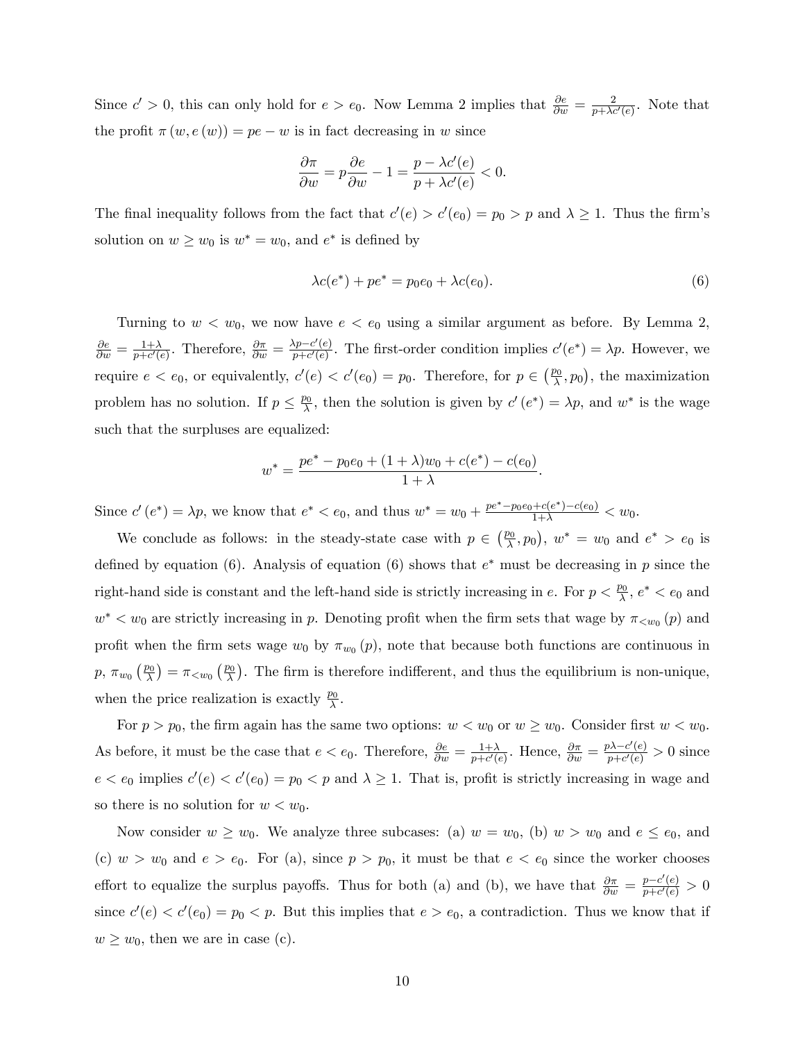Since $c' > 0$, this can only hold for $e > e_0$. Now Lemma 2 implies that $\frac{\partial e}{\partial w} = \frac{2}{p + \lambda c'(e)}$. Note that the profit $\pi(w, e(w)) = pe - w$ is in fact decreasing in $w$ since

$$\frac{\partial \pi}{\partial w} = p\frac{\partial e}{\partial w} - 1 = \frac{p - \lambda c'(e)}{p + \lambda c'(e)} < 0.$$

The final inequality follows from the fact that $c'(e) > c'(e_0) = p_0 > p$ and $\lambda \geq 1$. Thus the firm's solution on $w \geq w_0$ is $w^* = w_0$, and $e^*$ is defined by

$$\lambda c(e^*) + pe^* = p_0 e_0 + \lambda c(e_0). \tag{6}$$

Turning to $w < w_0$, we now have $e < e_0$ using a similar argument as before. By Lemma 2, $\frac{\partial e}{\partial w} = \frac{1+\lambda}{p + c'(e)}$. Therefore, $\frac{\partial \pi}{\partial w} = \frac{\lambda p - c'(e)}{p + c'(e)}$. The first-order condition implies $c'(e^*) = \lambda p$. However, we require $e < e_0$, or equivalently, $c'(e) < c'(e_0) = p_0$. Therefore, for $p \in \left(\frac{p_0}{\lambda}, p_0\right)$, the maximization problem has no solution. If $p \leq \frac{p_0}{\lambda}$, then the solution is given by $c'(e^*) = \lambda p$, and $w^*$ is the wage such that the surpluses are equalized:

$$w^* = \frac{pe^* - p_0 e_0 + (1+\lambda) w_0 + c(e^*) - c(e_0)}{1+\lambda}.$$

Since $c'(e^*) = \lambda p$, we know that $e^* < e_0$, and thus $w^* = w_0 + \frac{pe^* - p_0 e_0 + c(e^*) - c(e_0)}{1+\lambda} < w_0$.

We conclude as follows: in the steady-state case with $p \in \left(\frac{p_0}{\lambda}, p_0\right)$, $w^* = w_0$ and $e^* > e_0$ is defined by equation (6). Analysis of equation (6) shows that $e^*$ must be decreasing in $p$ since the right-hand side is constant and the left-hand side is strictly increasing in $e$. For $p < \frac{p_0}{\lambda}$, $e^* < e_0$ and $w^* < w_0$ are strictly increasing in $p$. Denoting profit when the firm sets that wage by $\pi_{<w_0}(p)$ and profit when the firm sets wage $w_0$ by $\pi_{w_0}(p)$, note that because both functions are continuous in $p$, $\pi_{w_0}\left(\frac{p_0}{\lambda}\right) = \pi_{<w_0}\left(\frac{p_0}{\lambda}\right)$. The firm is therefore indifferent, and thus the equilibrium is non-unique, when the price realization is exactly $\frac{p_0}{\lambda}$.

For $p > p_0$, the firm again has the same two options: $w < w_0$ or $w \geq w_0$. Consider first $w < w_0$. As before, it must be the case that $e < e_0$. Therefore, $\frac{\partial e}{\partial w} = \frac{1+\lambda}{p + c'(e)}$. Hence, $\frac{\partial \pi}{\partial w} = \frac{p\lambda - c'(e)}{p + c'(e)} > 0$ since $e < e_0$ implies $c'(e) < c'(e_0) = p_0 < p$ and $\lambda \geq 1$. That is, profit is strictly increasing in wage and so there is no solution for $w < w_0$.

Now consider $w \geq w_0$. We analyze three subcases: (a) $w = w_0$, (b) $w > w_0$ and $e \leq e_0$, and (c) $w > w_0$ and $e > e_0$. For (a), since $p > p_0$, it must be that $e < e_0$ since the worker chooses effort to equalize the surplus payoffs. Thus for both (a) and (b), we have that $\frac{\partial \pi}{\partial w} = \frac{p - c'(e)}{p + c'(e)} > 0$ since $c'(e) < c'(e_0) = p_0 < p$. But this implies that $e > e_0$, a contradiction. Thus we know that if $w \geq w_0$, then we are in case (c).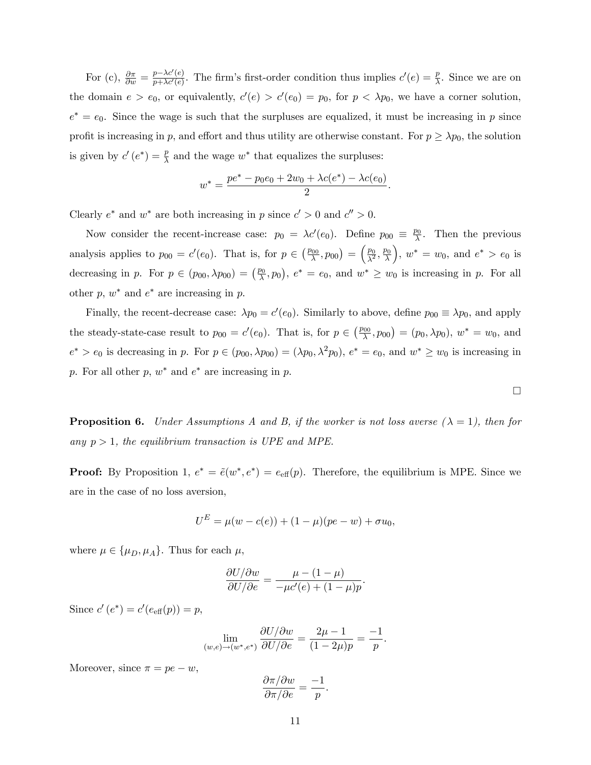For (c), $\frac{\partial \pi}{\partial w} = \frac{p - \lambda c'(e)}{p + \lambda c'(e)}$. The firm's first-order condition thus implies $c'(e) = \frac{p}{\lambda}$. Since we are on the domain $e > e_0$, or equivalently, $c'(e) > c'(e_0) = p_0$, for $p < \lambda p_0$, we have a corner solution, $e^* = e_0$. Since the wage is such that the surpluses are equalized, it must be increasing in $p$ since profit is increasing in $p$, and effort and thus utility are otherwise constant. For $p \geq \lambda p_0$, the solution is given by $c'(e^*) = \frac{p}{\lambda}$ and the wage $w^*$ that equalizes the surpluses:

$$w^* = \frac{pe^* - p_0 e_0 + 2w_0 + \lambda c(e^*) - \lambda c(e_0)}{2}.$$

Clearly $e^*$ and $w^*$ are both increasing in $p$ since $c' > 0$ and $c'' > 0$.

Now consider the recent-increase case: $p_0 = \lambda c'(e_0)$. Define $p_{00} \equiv \frac{p_0}{\lambda}$. Then the previous analysis applies to $p_{00} = c'(e_0)$. That is, for $p \in \left(\frac{p_{00}}{\lambda}, p_{00}\right) = \left(\frac{p_0}{\lambda^2}, \frac{p_0}{\lambda}\right)$, $w^* = w_0$, and $e^* > e_0$ is decreasing in $p$. For $p \in (p_{00}, \lambda p_{00}) = \left(\frac{p_0}{\lambda}, p_0\right)$, $e^* = e_0$, and $w^* \geq w_0$ is increasing in $p$. For all other $p$, $w^*$ and $e^*$ are increasing in $p$.

Finally, the recent-decrease case: $\lambda p_0 = c'(e_0)$. Similarly to above, define $p_{00} \equiv \lambda p_0$, and apply the steady-state-case result to $p_{00} = c'(e_0)$. That is, for $p \in \left(\frac{p_{00}}{\lambda}, p_{00}\right) = (p_0, \lambda p_0)$, $w^* = w_0$, and $e^* > e_0$ is decreasing in $p$. For $p \in (p_{00}, \lambda p_{00}) = (\lambda p_0, \lambda^2 p_0)$, $e^* = e_0$, and $w^* \geq w_0$ is increasing in $p$. For all other $p$, $w^*$ and $e^*$ are increasing in $p$.

$\square$

**Proposition 6.** *Under Assumptions A and B, if the worker is not loss averse ($\lambda = 1$), then for any $p > 1$, the equilibrium transaction is UPE and MPE.*

**Proof:** By Proposition 1, $e^* = \tilde{e}(w^*, e^*) = e_{\text{eff}}(p)$. Therefore, the equilibrium is MPE. Since we are in the case of no loss aversion,

$$U^E = \mu(w - c(e)) + (1 - \mu)(pe - w) + \sigma u_0,$$

where $\mu \in \{\mu_D, \mu_A\}$. Thus for each $\mu$,

$$\frac{\partial U / \partial w}{\partial U / \partial e} = \frac{\mu - (1 - \mu)}{-\mu c'(e) + (1 - \mu)p}.$$

Since $c'(e^*) = c'(e_{\text{eff}}(p)) = p$,

$$\lim_{(w,e) \to (w^*, e^*)} \frac{\partial U / \partial w}{\partial U / \partial e} = \frac{2\mu - 1}{(1 - 2\mu)p} = \frac{-1}{p}.$$

Moreover, since $\pi = pe - w$,

$$\frac{\partial \pi / \partial w}{\partial \pi / \partial e} = \frac{-1}{p}.$$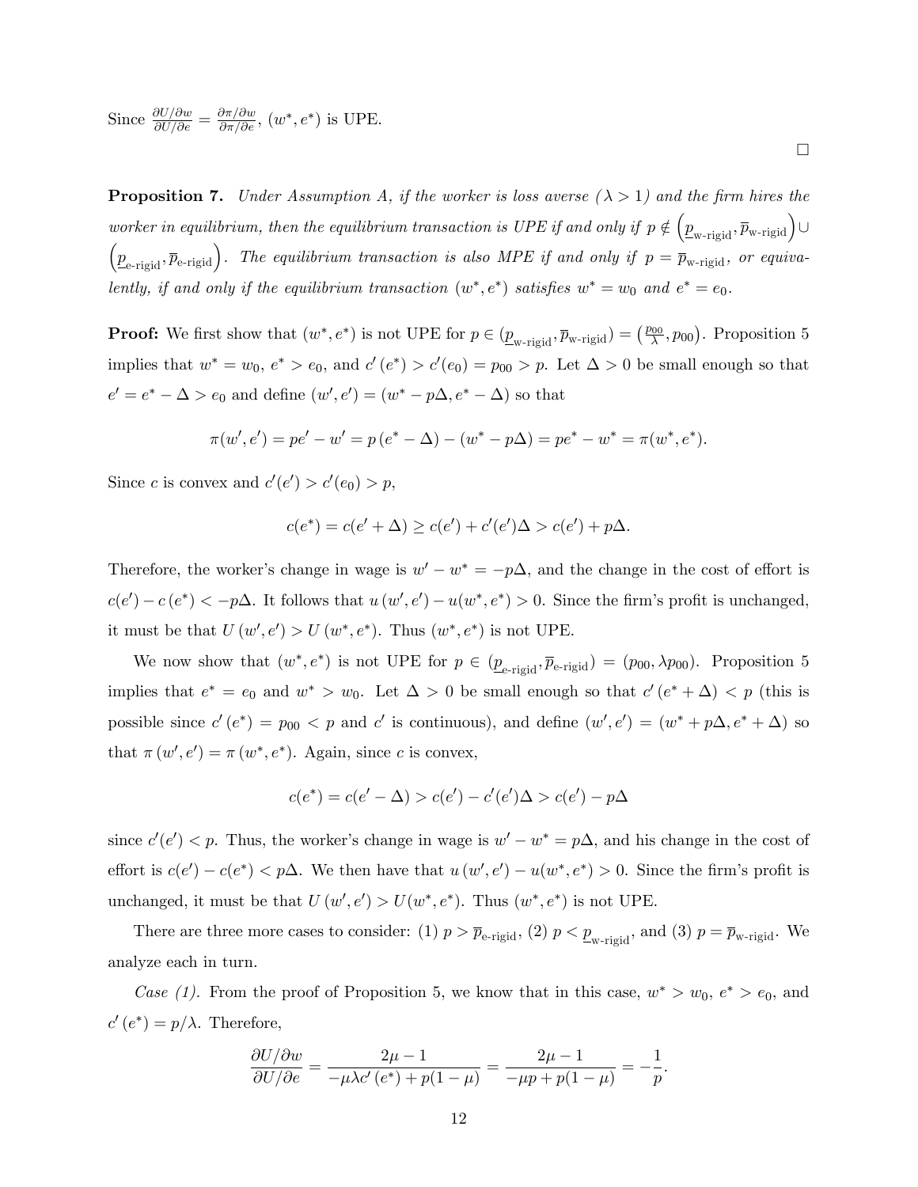Since $\frac{\partial U/\partial w}{\partial U/\partial e} = \frac{\partial \pi/\partial w}{\partial \pi/\partial e}$, $(w^*, e^*)$ is UPE.

$\square$

**Proposition 7.** *Under Assumption A, if the worker is loss averse ($\lambda > 1$) and the firm hires the worker in equilibrium, then the equilibrium transaction is UPE if and only if $p \notin \left(\underline{p}_{\text{w-rigid}}, \overline{p}_{\text{w-rigid}}\right) \cup \left(\underline{p}_{\text{e-rigid}}, \overline{p}_{\text{e-rigid}}\right)$. The equilibrium transaction is also MPE if and only if $p = \overline{p}_{\text{w-rigid}}$, or equivalently, if and only if the equilibrium transaction $(w^*, e^*)$ satisfies $w^* = w_0$ and $e^* = e_0$.*

**Proof:** We first show that $(w^*, e^*)$ is not UPE for $p \in (\underline{p}_{\text{w-rigid}}, \overline{p}_{\text{w-rigid}}) = \left(\frac{p_{00}}{\lambda}, p_{00}\right)$. Proposition 5 implies that $w^* = w_0$, $e^* > e_0$, and $c'(e^*) > c'(e_0) = p_{00} > p$. Let $\Delta > 0$ be small enough so that $e' = e^* - \Delta > e_0$ and define $(w', e') = (w^* - p\Delta, e^* - \Delta)$ so that

$$\pi(w', e') = pe' - w' = p(e^* - \Delta) - (w^* - p\Delta) = pe^* - w^* = \pi(w^*, e^*).$$

Since $c$ is convex and $c'(e') > c'(e_0) > p$,

$$c(e^*) = c(e' + \Delta) \geq c(e') + c'(e')\Delta > c(e') + p\Delta.$$

Therefore, the worker's change in wage is $w' - w^* = -p\Delta$, and the change in the cost of effort is $c(e') - c(e^*) < -p\Delta$. It follows that $u(w', e') - u(w^*, e^*) > 0$. Since the firm's profit is unchanged, it must be that $U(w', e') > U(w^*, e^*)$. Thus $(w^*, e^*)$ is not UPE.

We now show that $(w^*, e^*)$ is not UPE for $p \in (\underline{p}_{\text{e-rigid}}, \overline{p}_{\text{e-rigid}}) = (p_{00}, \lambda p_{00})$. Proposition 5 implies that $e^* = e_0$ and $w^* > w_0$. Let $\Delta > 0$ be small enough so that $c'(e^* + \Delta) < p$ (this is possible since $c'(e^*) = p_{00} < p$ and $c'$ is continuous), and define $(w', e') = (w^* + p\Delta, e^* + \Delta)$ so that $\pi(w', e') = \pi(w^*, e^*)$. Again, since $c$ is convex,

$$c(e^*) = c(e' - \Delta) > c(e') - c'(e')\Delta > c(e') - p\Delta$$

since $c'(e') < p$. Thus, the worker's change in wage is $w' - w^* = p\Delta$, and his change in the cost of effort is $c(e') - c(e^*) < p\Delta$. We then have that $u(w', e') - u(w^*, e^*) > 0$. Since the firm's profit is unchanged, it must be that $U(w', e') > U(w^*, e^*)$. Thus $(w^*, e^*)$ is not UPE.

There are three more cases to consider: (1) $p > \overline{p}_{\text{e-rigid}}$, (2) $p < \underline{p}_{\text{w-rigid}}$, and (3) $p = \overline{p}_{\text{w-rigid}}$. We analyze each in turn.

*Case (1).* From the proof of Proposition 5, we know that in this case, $w^* > w_0$, $e^* > e_0$, and $c'(e^*) = p/\lambda$. Therefore,

$$\frac{\partial U/\partial w}{\partial U/\partial e} = \frac{2\mu - 1}{-\mu\lambda c'(e^*) + p(1 - \mu)} = \frac{2\mu - 1}{-\mu p + p(1 - \mu)} = -\frac{1}{p}.$$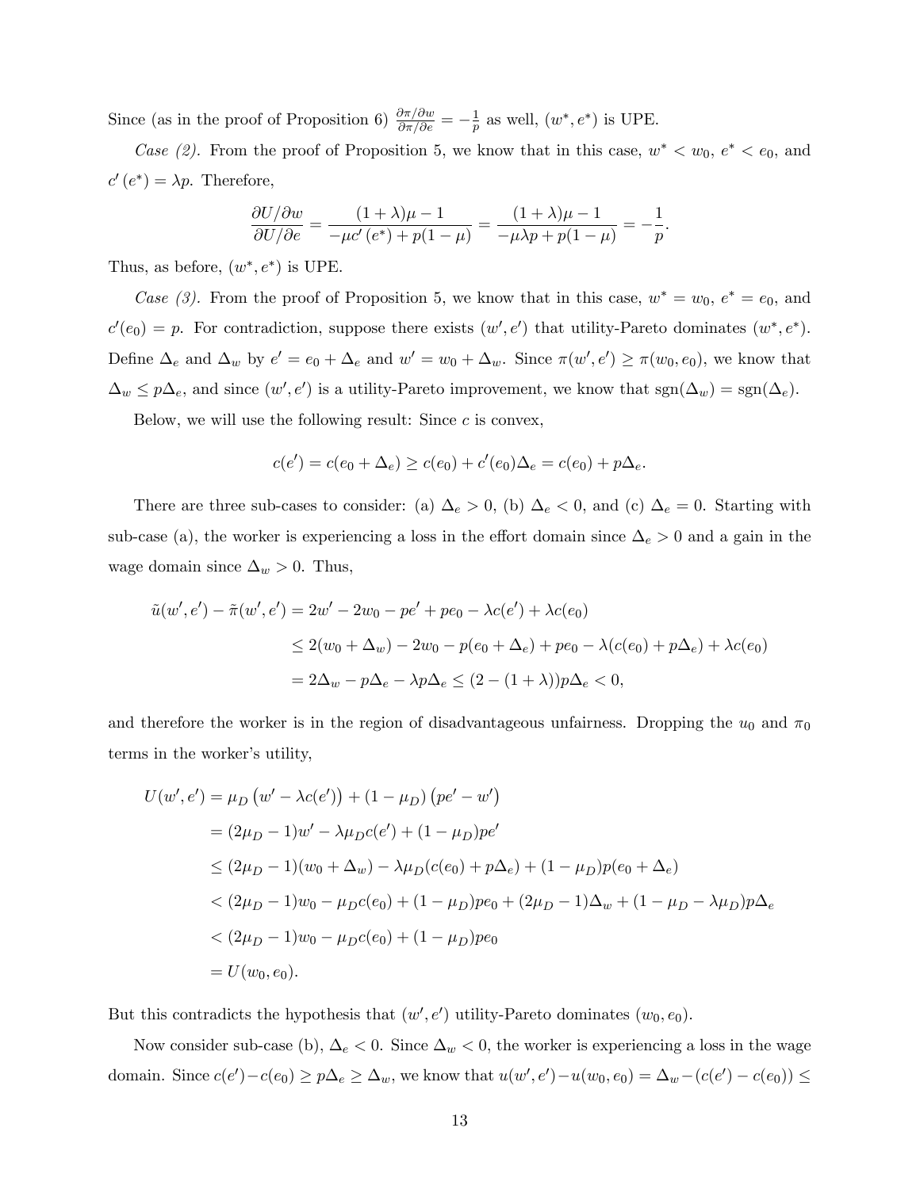Since (as in the proof of Proposition 6) $\frac{\partial\pi/\partial w}{\partial\pi/\partial e} = -\frac{1}{p}$ as well, $(w^*, e^*)$ is UPE.

*Case (2).* From the proof of Proposition 5, we know that in this case, $w^* < w_0$, $e^* < e_0$, and $c'(e^*) = \lambda p$. Therefore,

$$\frac{\partial U/\partial w}{\partial U/\partial e} = \frac{(1+\lambda)\mu - 1}{-\mu c'(e^*) + p(1-\mu)} = \frac{(1+\lambda)\mu - 1}{-\mu\lambda p + p(1-\mu)} = -\frac{1}{p}.$$

Thus, as before, $(w^*, e^*)$ is UPE.

*Case (3).* From the proof of Proposition 5, we know that in this case, $w^* = w_0$, $e^* = e_0$, and $c'(e_0) = p$. For contradiction, suppose there exists $(w', e')$ that utility-Pareto dominates $(w^*, e^*)$. Define $\Delta_e$ and $\Delta_w$ by $e' = e_0 + \Delta_e$ and $w' = w_0 + \Delta_w$. Since $\pi(w', e') \geq \pi(w_0, e_0)$, we know that $\Delta_w \leq p\Delta_e$, and since $(w', e')$ is a utility-Pareto improvement, we know that $\text{sgn}(\Delta_w) = \text{sgn}(\Delta_e)$.

Below, we will use the following result: Since $c$ is convex,

$$c(e') = c(e_0 + \Delta_e) \geq c(e_0) + c'(e_0)\Delta_e = c(e_0) + p\Delta_e.$$

There are three sub-cases to consider: (a) $\Delta_e > 0$, (b) $\Delta_e < 0$, and (c) $\Delta_e = 0$. Starting with sub-case (a), the worker is experiencing a loss in the effort domain since $\Delta_e > 0$ and a gain in the wage domain since $\Delta_w > 0$. Thus,

$$\begin{aligned}
\tilde{u}(w', e') - \tilde{\pi}(w', e') &= 2w' - 2w_0 - pe' + pe_0 - \lambda c(e') + \lambda c(e_0) \\
&\leq 2(w_0 + \Delta_w) - 2w_0 - p(e_0 + \Delta_e) + pe_0 - \lambda(c(e_0) + p\Delta_e) + \lambda c(e_0) \\
&= 2\Delta_w - p\Delta_e - \lambda p\Delta_e \leq (2 - (1+\lambda))p\Delta_e < 0,
\end{aligned}$$

and therefore the worker is in the region of disadvantageous unfairness. Dropping the $u_0$ and $\pi_0$ terms in the worker's utility,

$$\begin{aligned}
U(w', e') &= \mu_D\left(w' - \lambda c(e')\right) + (1 - \mu_D)\left(pe' - w'\right) \\
&= (2\mu_D - 1)w' - \lambda\mu_D c(e') + (1 - \mu_D)pe' \\
&\leq (2\mu_D - 1)(w_0 + \Delta_w) - \lambda\mu_D(c(e_0) + p\Delta_e) + (1 - \mu_D)p(e_0 + \Delta_e) \\
&< (2\mu_D - 1)w_0 - \mu_D c(e_0) + (1 - \mu_D)pe_0 + (2\mu_D - 1)\Delta_w + (1 - \mu_D - \lambda\mu_D)p\Delta_e \\
&< (2\mu_D - 1)w_0 - \mu_D c(e_0) + (1 - \mu_D)pe_0 \\
&= U(w_0, e_0).
\end{aligned}$$

But this contradicts the hypothesis that $(w', e')$ utility-Pareto dominates $(w_0, e_0)$.

Now consider sub-case (b), $\Delta_e < 0$. Since $\Delta_w < 0$, the worker is experiencing a loss in the wage domain. Since $c(e') - c(e_0) \geq p\Delta_e \geq \Delta_w$, we know that $u(w', e') - u(w_0, e_0) = \Delta_w - (c(e') - c(e_0)) \leq$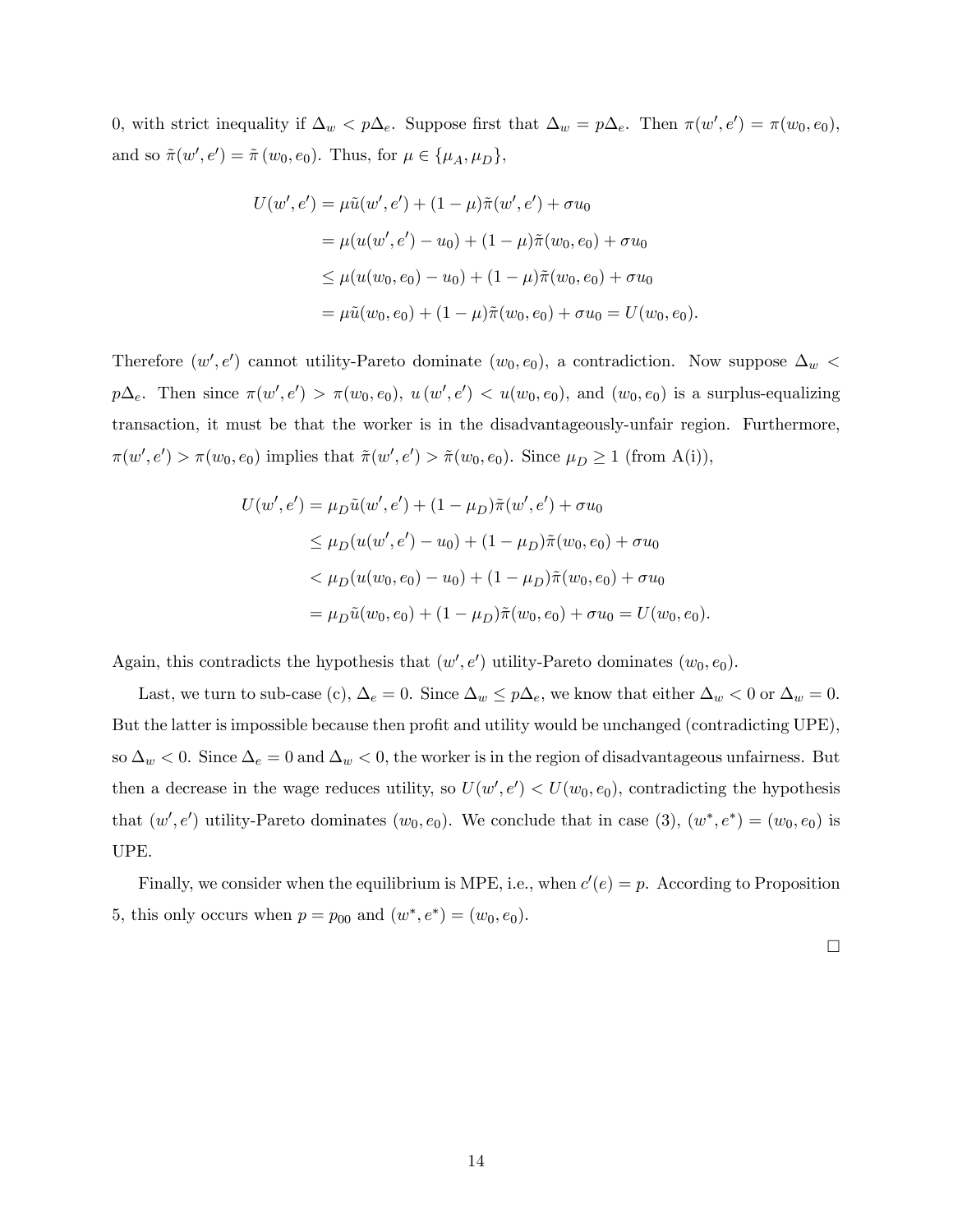0, with strict inequality if $\Delta_w < p\Delta_e$. Suppose first that $\Delta_w = p\Delta_e$. Then $\pi(w', e') = \pi(w_0, e_0)$, and so $\tilde{\pi}(w', e') = \tilde{\pi}(w_0, e_0)$. Thus, for $\mu \in \{\mu_A, \mu_D\}$,

$$
\begin{aligned}
U(w', e') &= \mu\tilde{u}(w', e') + (1 - \mu)\tilde{\pi}(w', e') + \sigma u_0 \\
&= \mu(u(w', e') - u_0) + (1 - \mu)\tilde{\pi}(w_0, e_0) + \sigma u_0 \\
&\leq \mu(u(w_0, e_0) - u_0) + (1 - \mu)\tilde{\pi}(w_0, e_0) + \sigma u_0 \\
&= \mu\tilde{u}(w_0, e_0) + (1 - \mu)\tilde{\pi}(w_0, e_0) + \sigma u_0 = U(w_0, e_0).
\end{aligned}
$$

Therefore $(w', e')$ cannot utility-Pareto dominate $(w_0, e_0)$, a contradiction. Now suppose $\Delta_w < p\Delta_e$. Then since $\pi(w', e') > \pi(w_0, e_0)$, $u(w', e') < u(w_0, e_0)$, and $(w_0, e_0)$ is a surplus-equalizing transaction, it must be that the worker is in the disadvantageously-unfair region. Furthermore, $\pi(w', e') > \pi(w_0, e_0)$ implies that $\tilde{\pi}(w', e') > \tilde{\pi}(w_0, e_0)$. Since $\mu_D \geq 1$ (from A(i)),

$$
\begin{aligned}
U(w', e') &= \mu_D\tilde{u}(w', e') + (1 - \mu_D)\tilde{\pi}(w', e') + \sigma u_0 \\
&\leq \mu_D(u(w', e') - u_0) + (1 - \mu_D)\tilde{\pi}(w_0, e_0) + \sigma u_0 \\
&< \mu_D(u(w_0, e_0) - u_0) + (1 - \mu_D)\tilde{\pi}(w_0, e_0) + \sigma u_0 \\
&= \mu_D\tilde{u}(w_0, e_0) + (1 - \mu_D)\tilde{\pi}(w_0, e_0) + \sigma u_0 = U(w_0, e_0).
\end{aligned}
$$

Again, this contradicts the hypothesis that $(w', e')$ utility-Pareto dominates $(w_0, e_0)$.

Last, we turn to sub-case (c), $\Delta_e = 0$. Since $\Delta_w \leq p\Delta_e$, we know that either $\Delta_w < 0$ or $\Delta_w = 0$. But the latter is impossible because then profit and utility would be unchanged (contradicting UPE), so $\Delta_w < 0$. Since $\Delta_e = 0$ and $\Delta_w < 0$, the worker is in the region of disadvantageous unfairness. But then a decrease in the wage reduces utility, so $U(w', e') < U(w_0, e_0)$, contradicting the hypothesis that $(w', e')$ utility-Pareto dominates $(w_0, e_0)$. We conclude that in case (3), $(w^*, e^*) = (w_0, e_0)$ is UPE.

Finally, we consider when the equilibrium is MPE, i.e., when $c'(e) = p$. According to Proposition 5, this only occurs when $p = p_{00}$ and $(w^*, e^*) = (w_0, e_0)$.

□